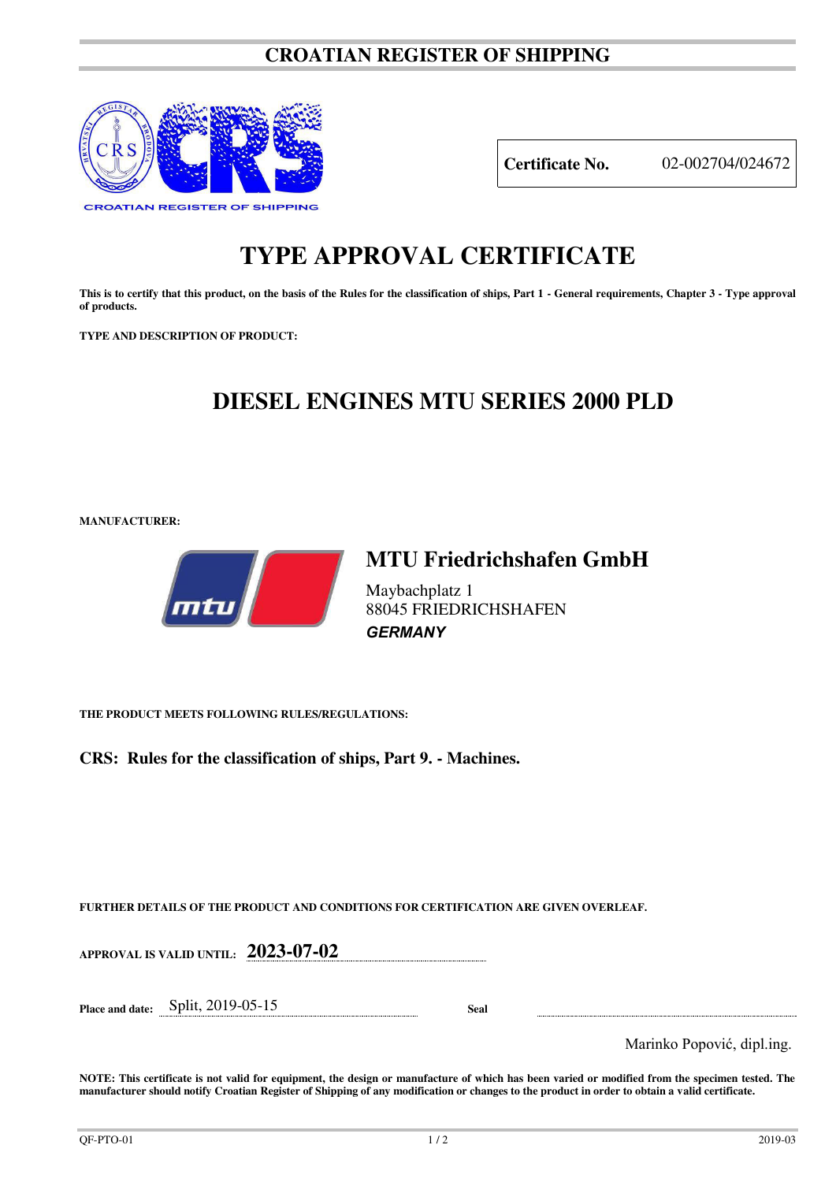# CROATIAN REGISTER OF SHIPPING

**Certificate No.** 02-002704/024672

# TYPE APPROVAL CERTIFICATE

**This is to certify that this product, on the basis of the Rules for the classification of ships, Part 1 - General requirements, Chapter 3 - Type approval of products.**

**TYPE AND DESCRIPTION OF PRODUCT:**

## DIESEL ENGINES MTU SERIES 2000 PLD

**MANUFACTURER:**

## MTU Friedrichshafen GmbH

Maybachplatz 1
88045 FRIEDRICHSHAFEN
***GERMANY***

**THE PRODUCT MEETS FOLLOWING RULES/REGULATIONS:**

**CRS: Rules for the classification of ships, Part 9. - Machines.**

**FURTHER DETAILS OF THE PRODUCT AND CONDITIONS FOR CERTIFICATION ARE GIVEN OVERLEAF.**

**APPROVAL IS VALID UNTIL:** **2023-07-02**

**Place and date:** Split, 2019-05-15 **Seal**

Marinko Popović, dipl.ing.

**NOTE: This certificate is not valid for equipment, the design or manufacture of which has been varied or modified from the specimen tested. The manufacturer should notify Croatian Register of Shipping of any modification or changes to the product in order to obtain a valid certificate.**

QF-PTO-01 2019-03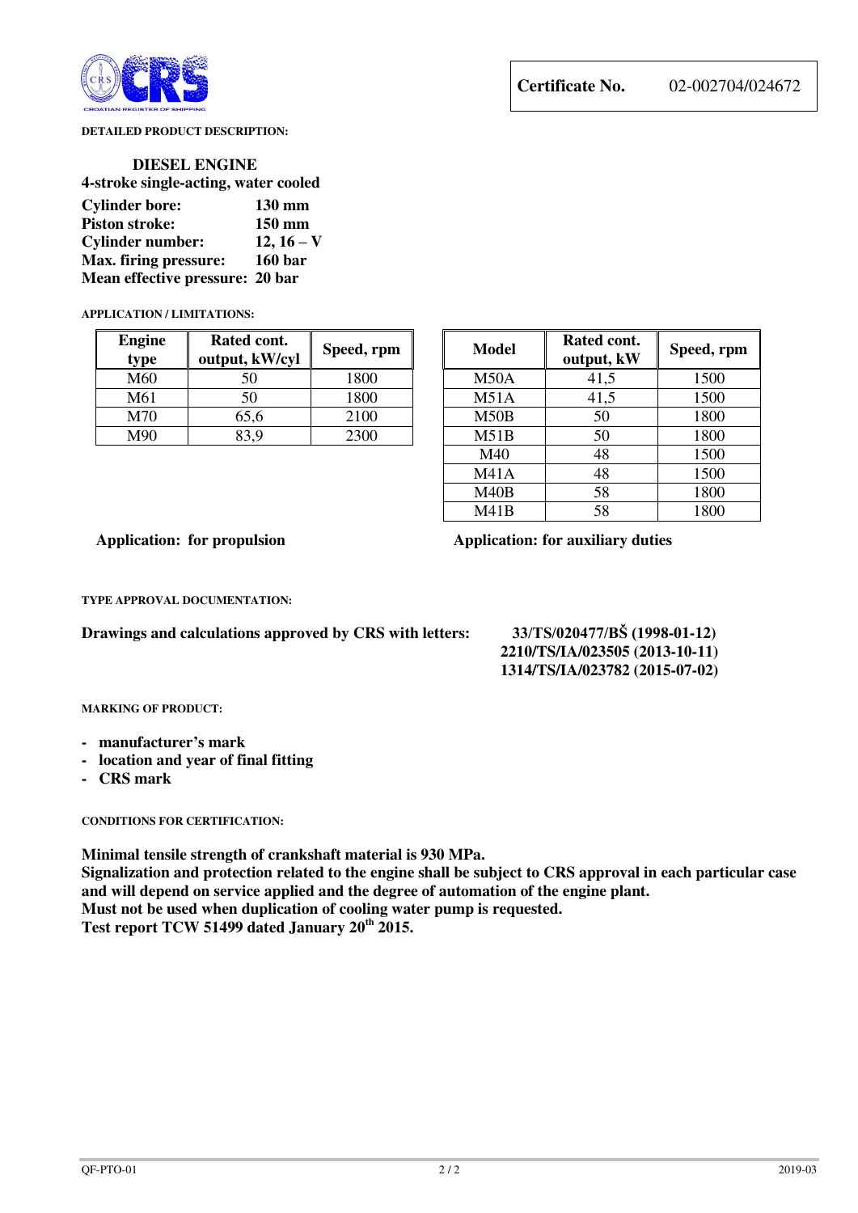Certificate No. 02-002704/024672

**DETAILED PRODUCT DESCRIPTION:**

**DIESEL ENGINE**
**4-stroke single-acting, water cooled**

| | |
|---|---|
| **Cylinder bore:** | **130 mm** |
| **Piston stroke:** | **150 mm** |
| **Cylinder number:** | **12, 16 – V** |
| **Max. firing pressure:** | **160 bar** |
| **Mean effective pressure:** | **20 bar** |

**APPLICATION / LIMITATIONS:**

| Engine type | Rated cont. output, kW/cyl | Speed, rpm |
|---|---|---|
| M60 | 50 | 1800 |
| M61 | 50 | 1800 |
| M70 | 65,6 | 2100 |
| M90 | 83,9 | 2300 |

**Application: for propulsion**

| Model | Rated cont. output, kW | Speed, rpm |
|---|---|---|
| M50A | 41,5 | 1500 |
| M51A | 41,5 | 1500 |
| M50B | 50 | 1800 |
| M51B | 50 | 1800 |
| M40 | 48 | 1500 |
| M41A | 48 | 1500 |
| M40B | 58 | 1800 |
| M41B | 58 | 1800 |

**Application: for auxiliary duties**

**TYPE APPROVAL DOCUMENTATION:**

**Drawings and calculations approved by CRS with letters:**
**33/TS/020477/BŠ (1998-01-12)**
**2210/TS/IA/023505 (2013-10-11)**
**1314/TS/IA/023782 (2015-07-02)**

**MARKING OF PRODUCT:**

- **manufacturer's mark**
- **location and year of final fitting**
- **CRS mark**

**CONDITIONS FOR CERTIFICATION:**

**Minimal tensile strength of crankshaft material is 930 MPa.**
**Signalization and protection related to the engine shall be subject to CRS approval in each particular case and will depend on service applied and the degree of automation of the engine plant.**
**Must not be used when duplication of cooling water pump is requested.**
**Test report TCW 51499 dated January 20th 2015.**

QF-PTO-01 2019-03